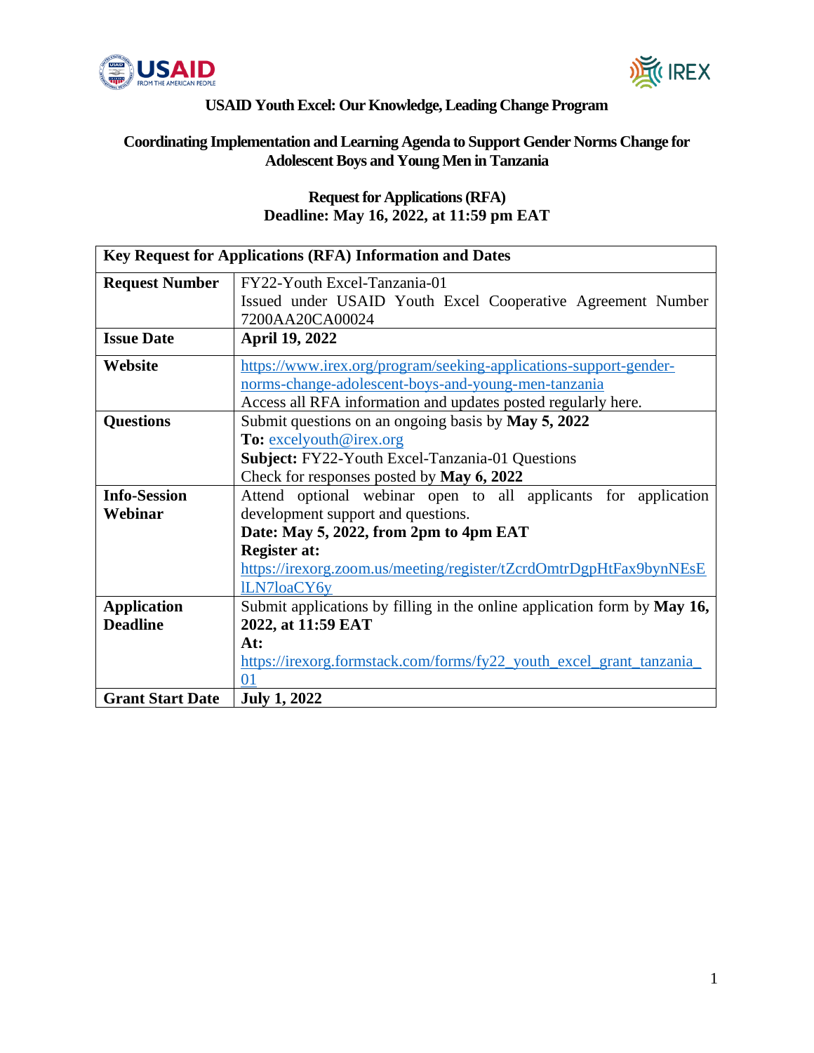**USAID Youth Excel: Our Knowledge, Leading Change Program**

**Coordinating Implementation and Learning Agenda to Support Gender Norms Change for Adolescent Boys and Young Men in Tanzania**

**Request for Applications (RFA)**
**Deadline: May 16, 2022, at 11:59 pm EAT**

| **Key Request for Applications (RFA) Information and Dates** | |
|---|---|
| **Request Number** | FY22-Youth Excel-Tanzania-01<br>Issued under USAID Youth Excel Cooperative Agreement Number 7200AA20CA00024 |
| **Issue Date** | **April 19, 2022** |
| **Website** | https://www.irex.org/program/seeking-applications-support-gender-norms-change-adolescent-boys-and-young-men-tanzania<br>Access all RFA information and updates posted regularly here. |
| **Questions** | Submit questions on an ongoing basis by **May 5, 2022**<br>**To:** excelyouth@irex.org<br>**Subject:** FY22-Youth Excel-Tanzania-01 Questions<br>Check for responses posted by **May 6, 2022** |
| **Info-Session Webinar** | Attend optional webinar open to all applicants for application development support and questions.<br>**Date: May 5, 2022, from 2pm to 4pm EAT**<br>**Register at:**<br>https://irexorg.zoom.us/meeting/register/tZcrdOmtrDgpHtFax9bynNEsElLN7loaCY6y |
| **Application Deadline** | Submit applications by filling in the online application form by **May 16, 2022, at 11:59 EAT**<br>**At:**<br>https://irexorg.formstack.com/forms/fy22_youth_excel_grant_tanzania_01 |
| **Grant Start Date** | **July 1, 2022** |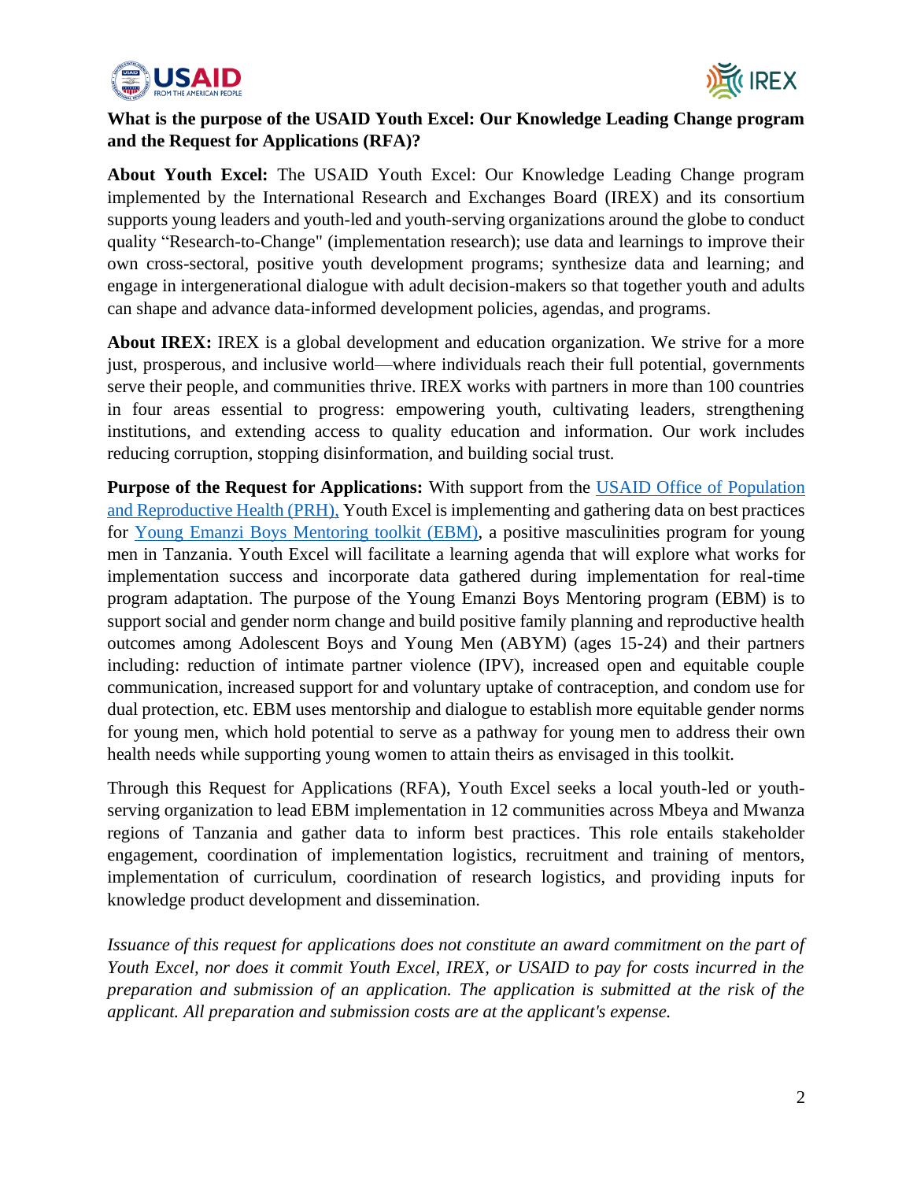**What is the purpose of the USAID Youth Excel: Our Knowledge Leading Change program and the Request for Applications (RFA)?**

**About Youth Excel:** The USAID Youth Excel: Our Knowledge Leading Change program implemented by the International Research and Exchanges Board (IREX) and its consortium supports young leaders and youth-led and youth-serving organizations around the globe to conduct quality "Research-to-Change" (implementation research); use data and learnings to improve their own cross-sectoral, positive youth development programs; synthesize data and learning; and engage in intergenerational dialogue with adult decision-makers so that together youth and adults can shape and advance data-informed development policies, agendas, and programs.

**About IREX:** IREX is a global development and education organization. We strive for a more just, prosperous, and inclusive world—where individuals reach their full potential, governments serve their people, and communities thrive. IREX works with partners in more than 100 countries in four areas essential to progress: empowering youth, cultivating leaders, strengthening institutions, and extending access to quality education and information. Our work includes reducing corruption, stopping disinformation, and building social trust.

**Purpose of the Request for Applications:** With support from the USAID Office of Population and Reproductive Health (PRH), Youth Excel is implementing and gathering data on best practices for Young Emanzi Boys Mentoring toolkit (EBM), a positive masculinities program for young men in Tanzania. Youth Excel will facilitate a learning agenda that will explore what works for implementation success and incorporate data gathered during implementation for real-time program adaptation. The purpose of the Young Emanzi Boys Mentoring program (EBM) is to support social and gender norm change and build positive family planning and reproductive health outcomes among Adolescent Boys and Young Men (ABYM) (ages 15-24) and their partners including: reduction of intimate partner violence (IPV), increased open and equitable couple communication, increased support for and voluntary uptake of contraception, and condom use for dual protection, etc. EBM uses mentorship and dialogue to establish more equitable gender norms for young men, which hold potential to serve as a pathway for young men to address their own health needs while supporting young women to attain theirs as envisaged in this toolkit.

Through this Request for Applications (RFA), Youth Excel seeks a local youth-led or youth-serving organization to lead EBM implementation in 12 communities across Mbeya and Mwanza regions of Tanzania and gather data to inform best practices. This role entails stakeholder engagement, coordination of implementation logistics, recruitment and training of mentors, implementation of curriculum, coordination of research logistics, and providing inputs for knowledge product development and dissemination.

*Issuance of this request for applications does not constitute an award commitment on the part of Youth Excel, nor does it commit Youth Excel, IREX, or USAID to pay for costs incurred in the preparation and submission of an application. The application is submitted at the risk of the applicant. All preparation and submission costs are at the applicant's expense.*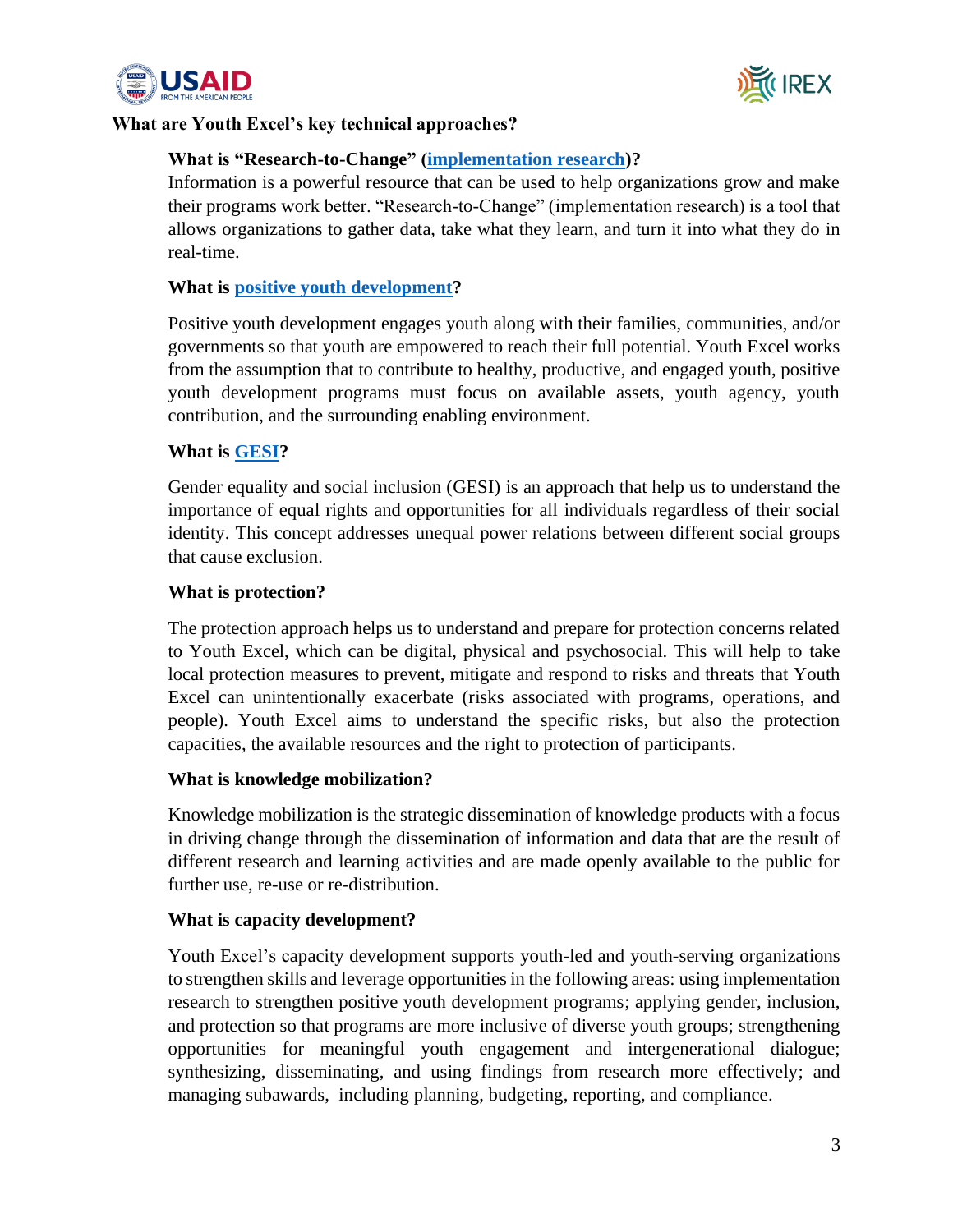### What are Youth Excel's key technical approaches?

#### What is "Research-to-Change" (implementation research)?

Information is a powerful resource that can be used to help organizations grow and make their programs work better. "Research-to-Change" (implementation research) is a tool that allows organizations to gather data, take what they learn, and turn it into what they do in real-time.

#### What is positive youth development?

Positive youth development engages youth along with their families, communities, and/or governments so that youth are empowered to reach their full potential. Youth Excel works from the assumption that to contribute to healthy, productive, and engaged youth, positive youth development programs must focus on available assets, youth agency, youth contribution, and the surrounding enabling environment.

#### What is GESI?

Gender equality and social inclusion (GESI) is an approach that help us to understand the importance of equal rights and opportunities for all individuals regardless of their social identity. This concept addresses unequal power relations between different social groups that cause exclusion.

#### What is protection?

The protection approach helps us to understand and prepare for protection concerns related to Youth Excel, which can be digital, physical and psychosocial. This will help to take local protection measures to prevent, mitigate and respond to risks and threats that Youth Excel can unintentionally exacerbate (risks associated with programs, operations, and people). Youth Excel aims to understand the specific risks, but also the protection capacities, the available resources and the right to protection of participants.

#### What is knowledge mobilization?

Knowledge mobilization is the strategic dissemination of knowledge products with a focus in driving change through the dissemination of information and data that are the result of different research and learning activities and are made openly available to the public for further use, re-use or re-distribution.

#### What is capacity development?

Youth Excel's capacity development supports youth-led and youth-serving organizations to strengthen skills and leverage opportunities in the following areas: using implementation research to strengthen positive youth development programs; applying gender, inclusion, and protection so that programs are more inclusive of diverse youth groups; strengthening opportunities for meaningful youth engagement and intergenerational dialogue; synthesizing, disseminating, and using findings from research more effectively; and managing subawards, including planning, budgeting, reporting, and compliance.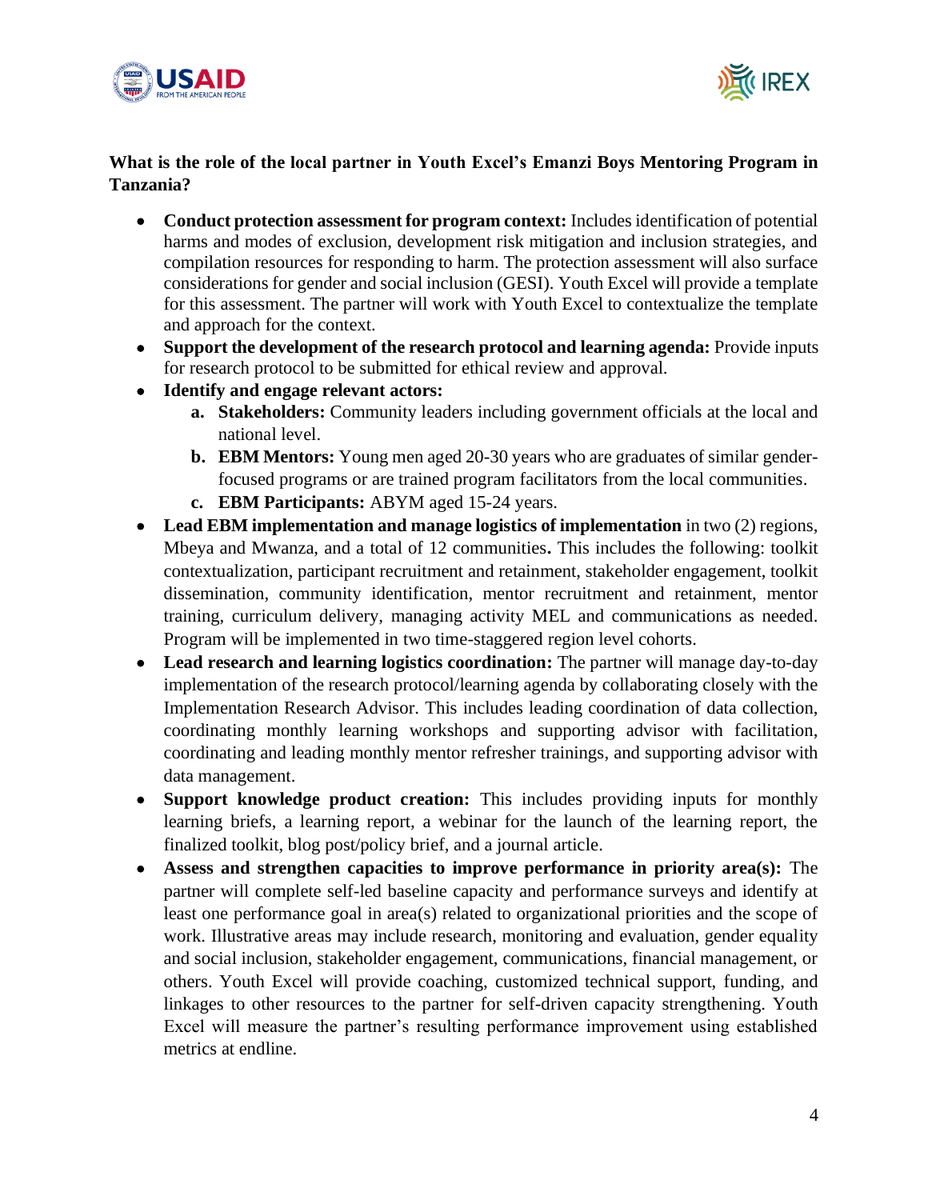**What is the role of the local partner in Youth Excel's Emanzi Boys Mentoring Program in Tanzania?**

- **Conduct protection assessment for program context:** Includes identification of potential harms and modes of exclusion, development risk mitigation and inclusion strategies, and compilation resources for responding to harm. The protection assessment will also surface considerations for gender and social inclusion (GESI). Youth Excel will provide a template for this assessment. The partner will work with Youth Excel to contextualize the template and approach for the context.
- **Support the development of the research protocol and learning agenda:** Provide inputs for research protocol to be submitted for ethical review and approval.
- **Identify and engage relevant actors:**
  - a. **Stakeholders:** Community leaders including government officials at the local and national level.
  - b. **EBM Mentors:** Young men aged 20-30 years who are graduates of similar gender-focused programs or are trained program facilitators from the local communities.
  - c. **EBM Participants:** ABYM aged 15-24 years.
- **Lead EBM implementation and manage logistics of implementation** in two (2) regions, Mbeya and Mwanza, and a total of 12 communities**.** This includes the following: toolkit contextualization, participant recruitment and retainment, stakeholder engagement, toolkit dissemination, community identification, mentor recruitment and retainment, mentor training, curriculum delivery, managing activity MEL and communications as needed. Program will be implemented in two time-staggered region level cohorts.
- **Lead research and learning logistics coordination:** The partner will manage day-to-day implementation of the research protocol/learning agenda by collaborating closely with the Implementation Research Advisor. This includes leading coordination of data collection, coordinating monthly learning workshops and supporting advisor with facilitation, coordinating and leading monthly mentor refresher trainings, and supporting advisor with data management.
- **Support knowledge product creation:** This includes providing inputs for monthly learning briefs, a learning report, a webinar for the launch of the learning report, the finalized toolkit, blog post/policy brief, and a journal article.
- **Assess and strengthen capacities to improve performance in priority area(s):** The partner will complete self-led baseline capacity and performance surveys and identify at least one performance goal in area(s) related to organizational priorities and the scope of work. Illustrative areas may include research, monitoring and evaluation, gender equality and social inclusion, stakeholder engagement, communications, financial management, or others. Youth Excel will provide coaching, customized technical support, funding, and linkages to other resources to the partner for self-driven capacity strengthening. Youth Excel will measure the partner's resulting performance improvement using established metrics at endline.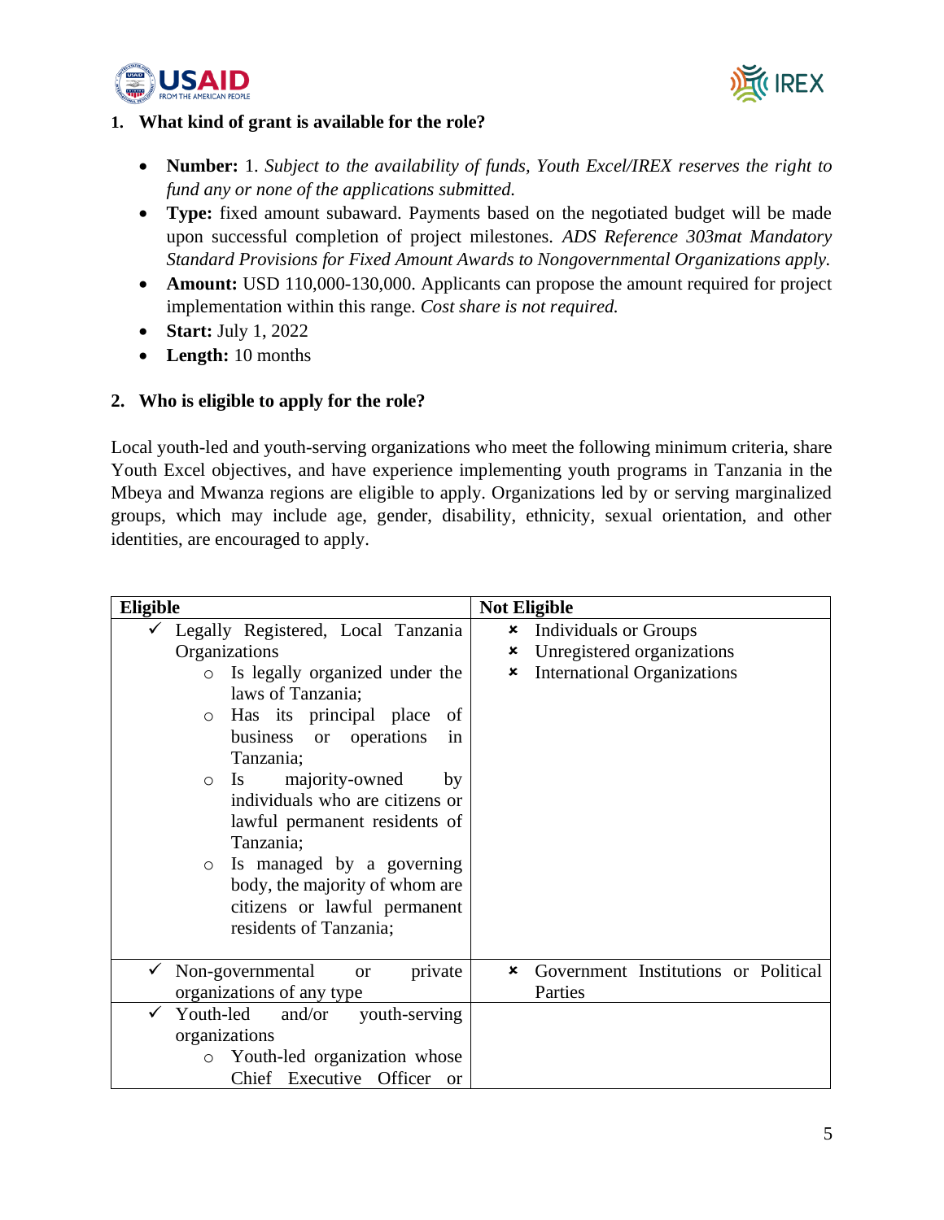**1. What kind of grant is available for the role?**

- **Number:** 1. *Subject to the availability of funds, Youth Excel/IREX reserves the right to fund any or none of the applications submitted.*
- **Type:** fixed amount subaward. Payments based on the negotiated budget will be made upon successful completion of project milestones. *ADS Reference 303mat Mandatory Standard Provisions for Fixed Amount Awards to Nongovernmental Organizations apply.*
- **Amount:** USD 110,000-130,000. Applicants can propose the amount required for project implementation within this range. *Cost share is not required.*
- **Start:** July 1, 2022
- **Length:** 10 months

**2. Who is eligible to apply for the role?**

Local youth-led and youth-serving organizations who meet the following minimum criteria, share Youth Excel objectives, and have experience implementing youth programs in Tanzania in the Mbeya and Mwanza regions are eligible to apply. Organizations led by or serving marginalized groups, which may include age, gender, disability, ethnicity, sexual orientation, and other identities, are encouraged to apply.

| Eligible | Not Eligible |
| --- | --- |
| ✓ Legally Registered, Local Tanzania Organizations<br>○ Is legally organized under the laws of Tanzania;<br>○ Has its principal place of business or operations in Tanzania;<br>○ Is majority-owned by individuals who are citizens or lawful permanent residents of Tanzania;<br>○ Is managed by a governing body, the majority of whom are citizens or lawful permanent residents of Tanzania; | ✗ Individuals or Groups<br>✗ Unregistered organizations<br>✗ International Organizations |
| ✓ Non-governmental or private organizations of any type | ✗ Government Institutions or Political Parties |
| ✓ Youth-led and/or youth-serving organizations<br>○ Youth-led organization whose Chief Executive Officer or | |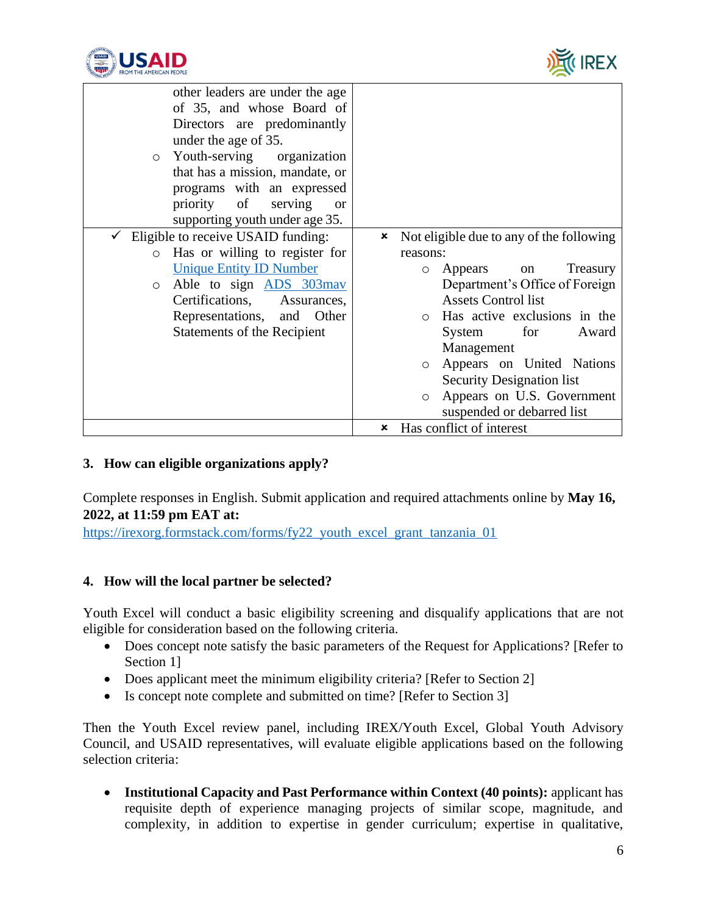| | |
|---|---|
| other leaders are under the age of 35, and whose Board of Directors are predominantly under the age of 35.<br>○ Youth-serving organization that has a mission, mandate, or programs with an expressed priority of serving or supporting youth under age 35. | |
| ✓ Eligible to receive USAID funding:<br>○ Has or willing to register for Unique Entity ID Number<br>○ Able to sign ADS 303mav Certifications, Assurances, Representations, and Other Statements of the Recipient | ✖ Not eligible due to any of the following reasons:<br>○ Appears on Treasury Department's Office of Foreign Assets Control list<br>○ Has active exclusions in the System for Award Management<br>○ Appears on United Nations Security Designation list<br>○ Appears on U.S. Government suspended or debarred list |
| | ✖ Has conflict of interest |

**3. How can eligible organizations apply?**

Complete responses in English. Submit application and required attachments online by **May 16, 2022, at 11:59 pm EAT at:**
https://irexorg.formstack.com/forms/fy22_youth_excel_grant_tanzania_01

**4. How will the local partner be selected?**

Youth Excel will conduct a basic eligibility screening and disqualify applications that are not eligible for consideration based on the following criteria.

- Does concept note satisfy the basic parameters of the Request for Applications? [Refer to Section 1]
- Does applicant meet the minimum eligibility criteria? [Refer to Section 2]
- Is concept note complete and submitted on time? [Refer to Section 3]

Then the Youth Excel review panel, including IREX/Youth Excel, Global Youth Advisory Council, and USAID representatives, will evaluate eligible applications based on the following selection criteria:

- **Institutional Capacity and Past Performance within Context (40 points):** applicant has requisite depth of experience managing projects of similar scope, magnitude, and complexity, in addition to expertise in gender curriculum; expertise in qualitative,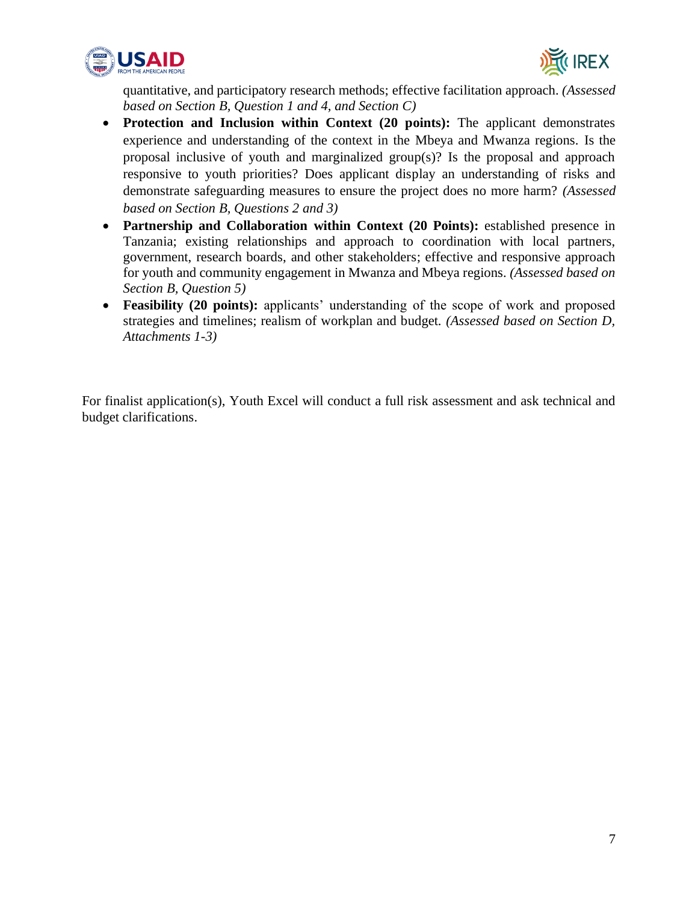quantitative, and participatory research methods; effective facilitation approach. *(Assessed based on Section B, Question 1 and 4, and Section C)*

- **Protection and Inclusion within Context (20 points):** The applicant demonstrates experience and understanding of the context in the Mbeya and Mwanza regions. Is the proposal inclusive of youth and marginalized group(s)? Is the proposal and approach responsive to youth priorities? Does applicant display an understanding of risks and demonstrate safeguarding measures to ensure the project does no more harm? *(Assessed based on Section B, Questions 2 and 3)*
- **Partnership and Collaboration within Context (20 Points):** established presence in Tanzania; existing relationships and approach to coordination with local partners, government, research boards, and other stakeholders; effective and responsive approach for youth and community engagement in Mwanza and Mbeya regions. *(Assessed based on Section B, Question 5)*
- **Feasibility (20 points):** applicants' understanding of the scope of work and proposed strategies and timelines; realism of workplan and budget. *(Assessed based on Section D, Attachments 1-3)*

For finalist application(s), Youth Excel will conduct a full risk assessment and ask technical and budget clarifications.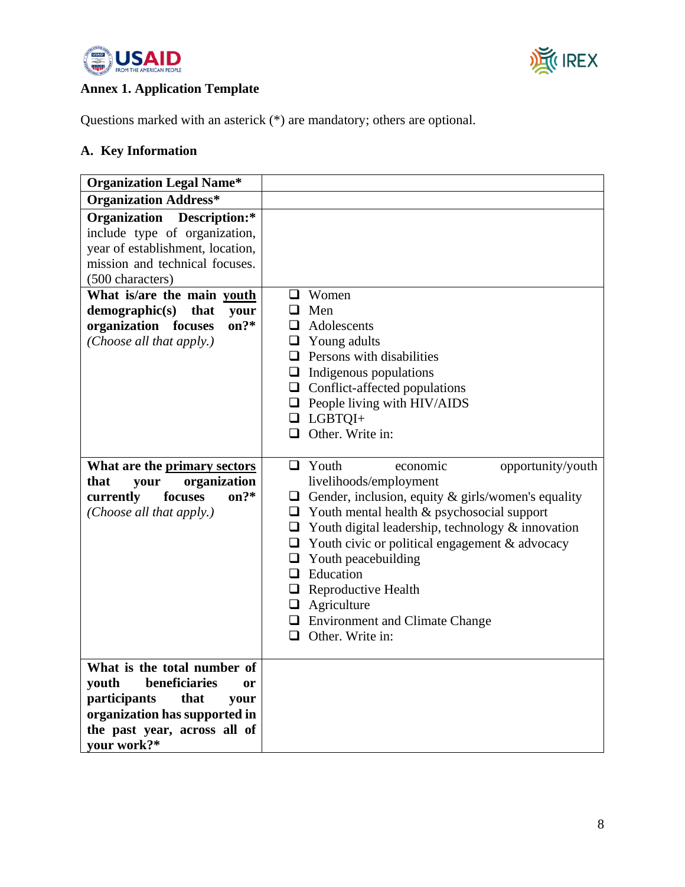**Annex 1. Application Template**

Questions marked with an asterick (*) are mandatory; others are optional.

## A. Key Information

| | |
|---|---|
| **Organization Legal Name*** | |
| **Organization Address*** | |
| **Organization Description:*** include type of organization, year of establishment, location, mission and technical focuses. (500 characters) | |
| **What is/are the main youth demographic(s) that your organization focuses on?*** *(Choose all that apply.)* | ❑ Women<br>❑ Men<br>❑ Adolescents<br>❑ Young adults<br>❑ Persons with disabilities<br>❑ Indigenous populations<br>❑ Conflict-affected populations<br>❑ People living with HIV/AIDS<br>❑ LGBTQI+<br>❑ Other. Write in: |
| **What are the primary sectors that your organization currently focuses on?*** *(Choose all that apply.)* | ❑ Youth economic opportunity/youth livelihoods/employment<br>❑ Gender, inclusion, equity & girls/women's equality<br>❑ Youth mental health & psychosocial support<br>❑ Youth digital leadership, technology & innovation<br>❑ Youth civic or political engagement & advocacy<br>❑ Youth peacebuilding<br>❑ Education<br>❑ Reproductive Health<br>❑ Agriculture<br>❑ Environment and Climate Change<br>❑ Other. Write in: |
| **What is the total number of youth beneficiaries or participants that your organization has supported in the past year, across all of your work?*** | |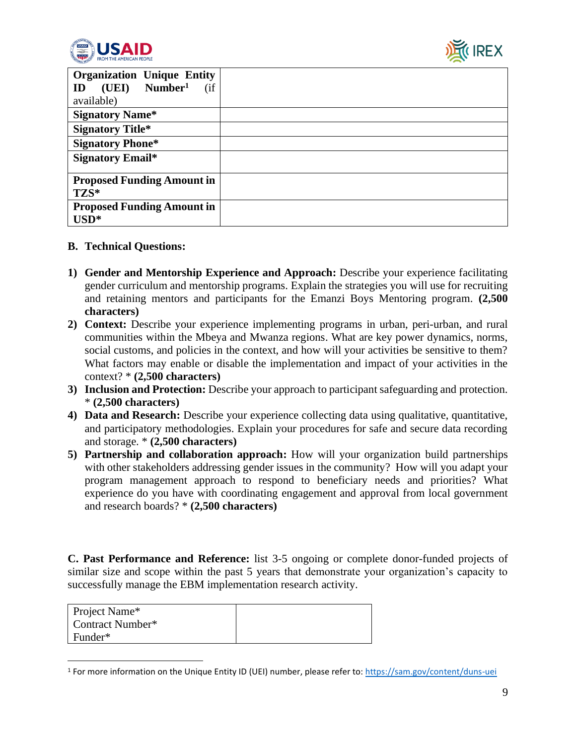| | |
|---|---|
| **Organization Unique Entity ID (UEI) Number**[1] (if available) | |
| **Signatory Name*** | |
| **Signatory Title*** | |
| **Signatory Phone*** | |
| **Signatory Email*** | |
| **Proposed Funding Amount in TZS*** | |
| **Proposed Funding Amount in USD*** | |

**B. Technical Questions:**

1) **Gender and Mentorship Experience and Approach:** Describe your experience facilitating gender curriculum and mentorship programs. Explain the strategies you will use for recruiting and retaining mentors and participants for the Emanzi Boys Mentoring program. **(2,500 characters)**
2) **Context:** Describe your experience implementing programs in urban, peri-urban, and rural communities within the Mbeya and Mwanza regions. What are key power dynamics, norms, social customs, and policies in the context, and how will your activities be sensitive to them? What factors may enable or disable the implementation and impact of your activities in the context? * **(2,500 characters)**
3) **Inclusion and Protection:** Describe your approach to participant safeguarding and protection. * **(2,500 characters)**
4) **Data and Research:** Describe your experience collecting data using qualitative, quantitative, and participatory methodologies. Explain your procedures for safe and secure data recording and storage. * **(2,500 characters)**
5) **Partnership and collaboration approach:** How will your organization build partnerships with other stakeholders addressing gender issues in the community? How will you adapt your program management approach to respond to beneficiary needs and priorities? What experience do you have with coordinating engagement and approval from local government and research boards? * **(2,500 characters)**

**C. Past Performance and Reference:** list 3-5 ongoing or complete donor-funded projects of similar size and scope within the past 5 years that demonstrate your organization's capacity to successfully manage the EBM implementation research activity.

| | |
|---|---|
| Project Name*<br>Contract Number*<br>Funder* | |

[1] For more information on the Unique Entity ID (UEI) number, please refer to: https://sam.gov/content/duns-uei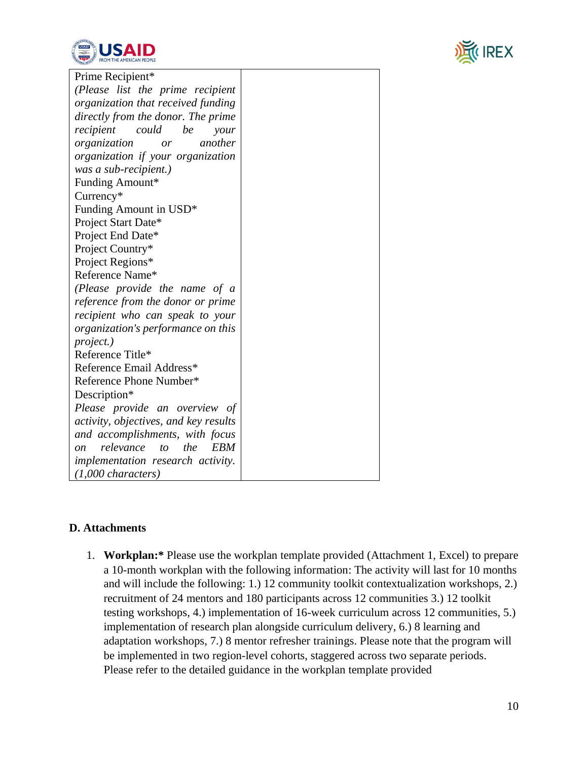| | |
|---|---|
| Prime Recipient* *(Please list the prime recipient organization that received funding directly from the donor. The prime recipient could be your organization or another organization if your organization was a sub-recipient.)* | |
| Funding Amount* | |
| Currency* | |
| Funding Amount in USD* | |
| Project Start Date* | |
| Project End Date* | |
| Project Country* | |
| Project Regions* | |
| Reference Name* *(Please provide the name of a reference from the donor or prime recipient who can speak to your organization's performance on this project.)* | |
| Reference Title* | |
| Reference Email Address* | |
| Reference Phone Number* | |
| Description* *Please provide an overview of activity, objectives, and key results and accomplishments, with focus on relevance to the EBM implementation research activity. (1,000 characters)* | |

## D. Attachments

1. **Workplan:*** Please use the workplan template provided (Attachment 1, Excel) to prepare a 10-month workplan with the following information: The activity will last for 10 months and will include the following: 1.) 12 community toolkit contextualization workshops, 2.) recruitment of 24 mentors and 180 participants across 12 communities 3.) 12 toolkit testing workshops, 4.) implementation of 16-week curriculum across 12 communities, 5.) implementation of research plan alongside curriculum delivery, 6.) 8 learning and adaptation workshops, 7.) 8 mentor refresher trainings. Please note that the program will be implemented in two region-level cohorts, staggered across two separate periods. Please refer to the detailed guidance in the workplan template provided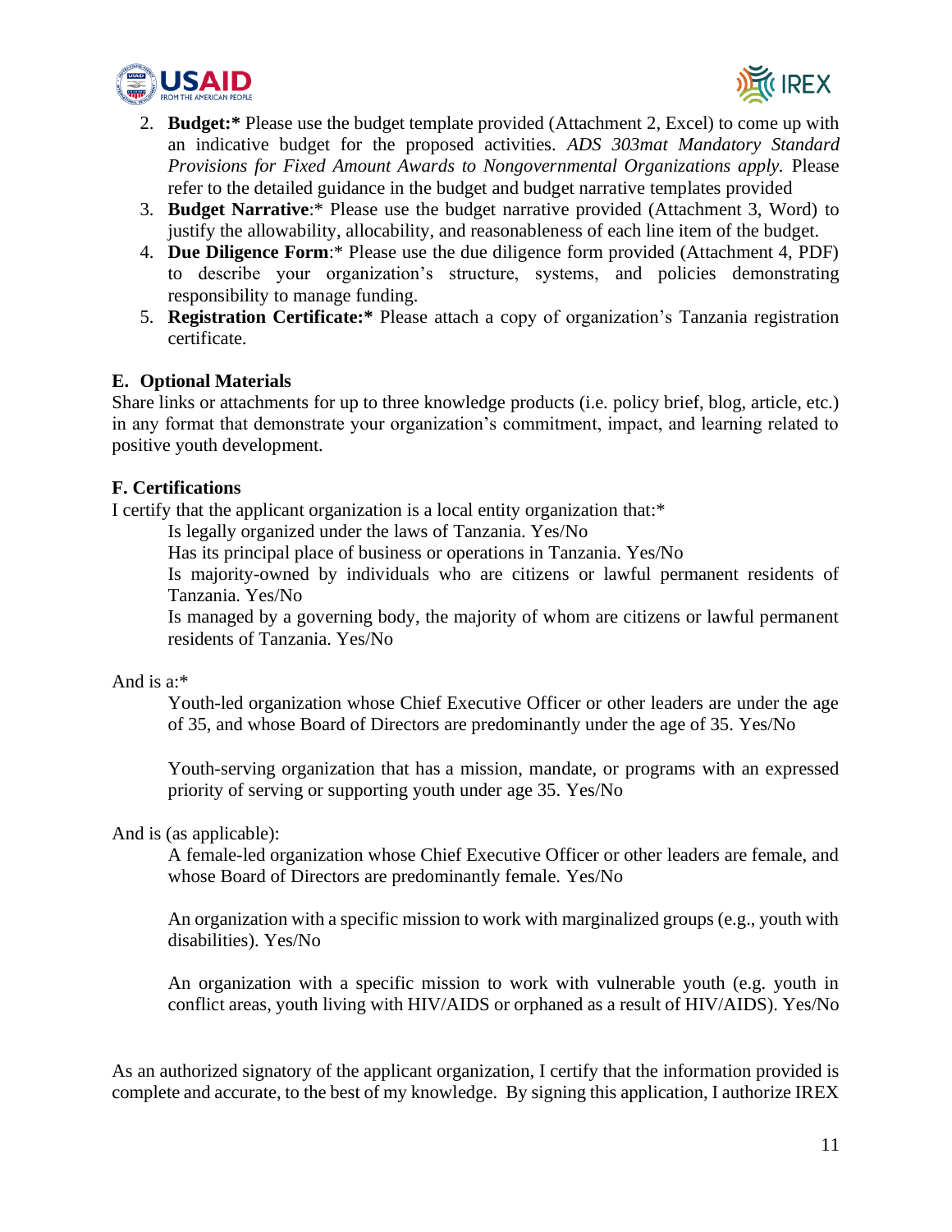2. **Budget:*** Please use the budget template provided (Attachment 2, Excel) to come up with an indicative budget for the proposed activities. *ADS 303mat Mandatory Standard Provisions for Fixed Amount Awards to Nongovernmental Organizations apply.* Please refer to the detailed guidance in the budget and budget narrative templates provided
3. **Budget Narrative**:* Please use the budget narrative provided (Attachment 3, Word) to justify the allowability, allocability, and reasonableness of each line item of the budget.
4. **Due Diligence Form**:* Please use the due diligence form provided (Attachment 4, PDF) to describe your organization's structure, systems, and policies demonstrating responsibility to manage funding.
5. **Registration Certificate:*** Please attach a copy of organization's Tanzania registration certificate.

## E. Optional Materials

Share links or attachments for up to three knowledge products (i.e. policy brief, blog, article, etc.) in any format that demonstrate your organization's commitment, impact, and learning related to positive youth development.

## F. Certifications

I certify that the applicant organization is a local entity organization that:*

Is legally organized under the laws of Tanzania. Yes/No

Has its principal place of business or operations in Tanzania. Yes/No

Is majority-owned by individuals who are citizens or lawful permanent residents of Tanzania. Yes/No

Is managed by a governing body, the majority of whom are citizens or lawful permanent residents of Tanzania. Yes/No

And is a:*

Youth-led organization whose Chief Executive Officer or other leaders are under the age of 35, and whose Board of Directors are predominantly under the age of 35. Yes/No

Youth-serving organization that has a mission, mandate, or programs with an expressed priority of serving or supporting youth under age 35. Yes/No

And is (as applicable):

A female-led organization whose Chief Executive Officer or other leaders are female, and whose Board of Directors are predominantly female. Yes/No

An organization with a specific mission to work with marginalized groups (e.g., youth with disabilities). Yes/No

An organization with a specific mission to work with vulnerable youth (e.g. youth in conflict areas, youth living with HIV/AIDS or orphaned as a result of HIV/AIDS). Yes/No

As an authorized signatory of the applicant organization, I certify that the information provided is complete and accurate, to the best of my knowledge. By signing this application, I authorize IREX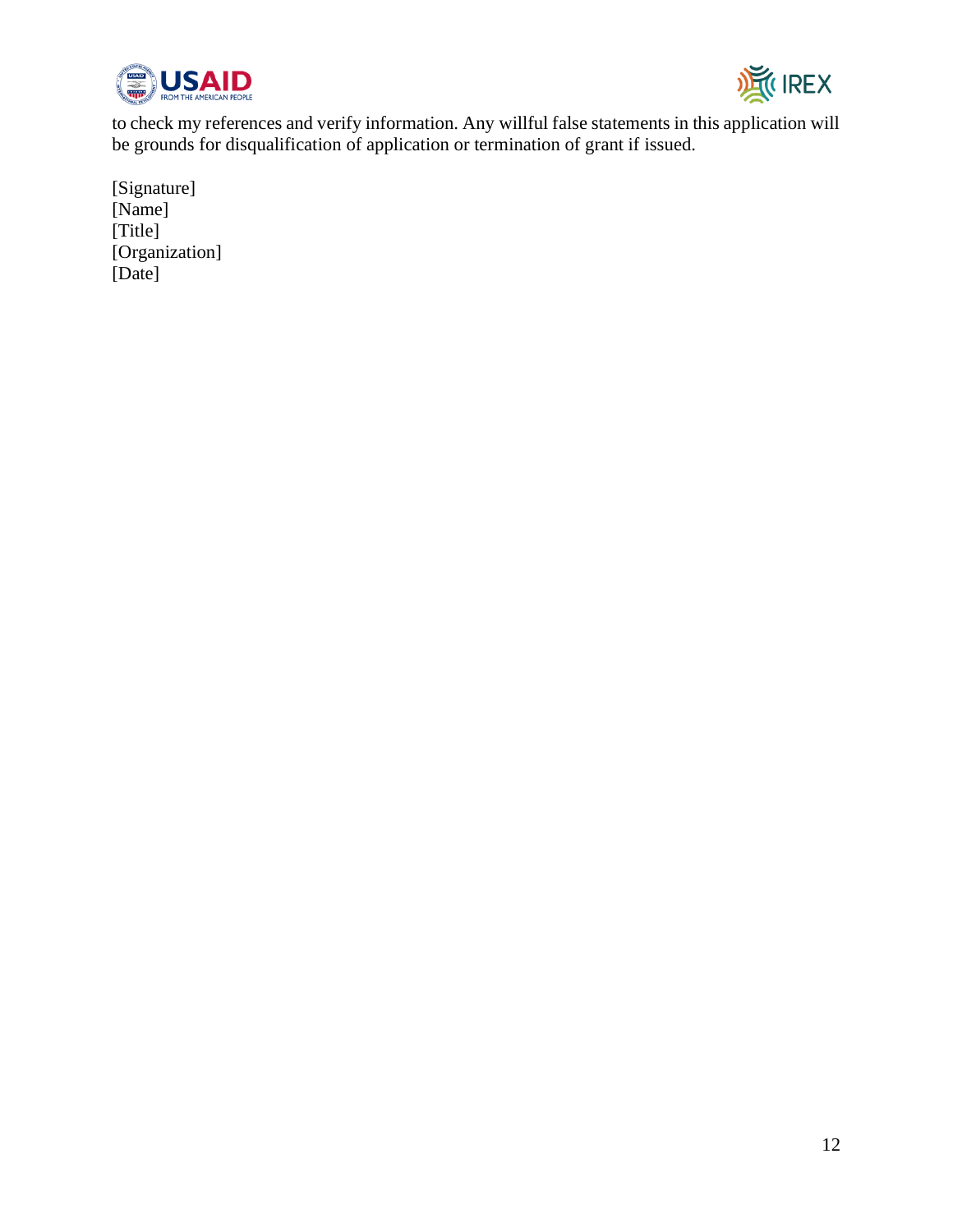to check my references and verify information. Any willful false statements in this application will be grounds for disqualification of application or termination of grant if issued.

[Signature]
[Name]
[Title]
[Organization]
[Date]